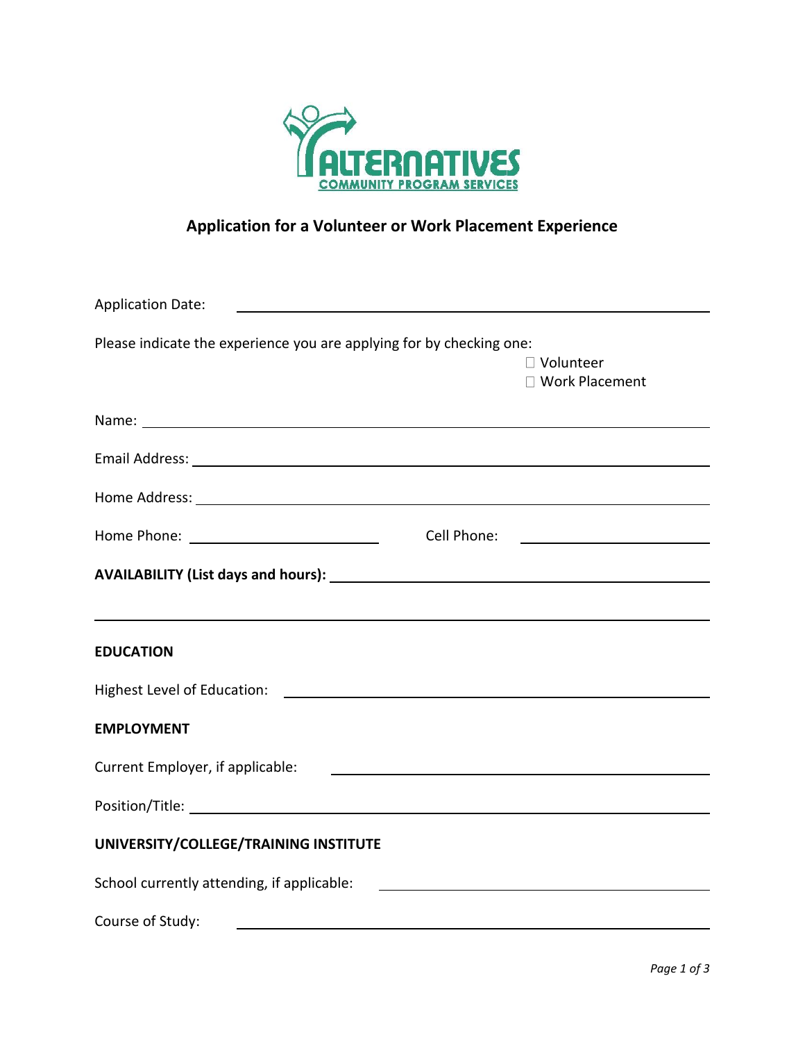ALTERNATIVES
COMMUNITY PROGRAM SERVICES

# Application for a Volunteer or Work Placement Experience

Application Date: ______________________________

Please indicate the experience you are applying for by checking one:

☐ Volunteer
☐ Work Placement

Name: ______________________________

Email Address: ______________________________

Home Address: ______________________________

Home Phone: ______________________________ Cell Phone: ______________________________

**AVAILABILITY (List days and hours):** ______________________________

______________________________

**EDUCATION**

Highest Level of Education: ______________________________

**EMPLOYMENT**

Current Employer, if applicable: ______________________________

Position/Title: ______________________________

**UNIVERSITY/COLLEGE/TRAINING INSTITUTE**

School currently attending, if applicable: ______________________________

Course of Study: ______________________________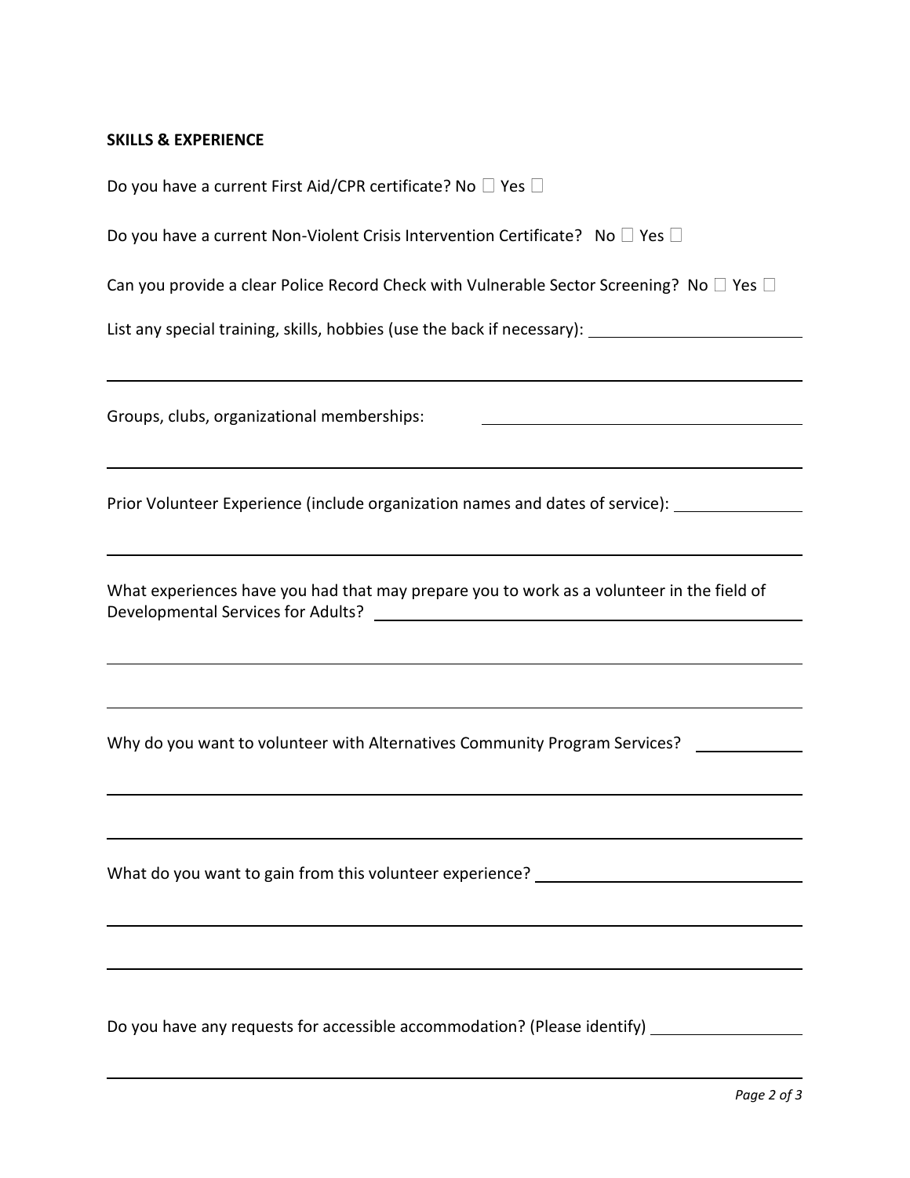**SKILLS & EXPERIENCE**

Do you have a current First Aid/CPR certificate? No ☐ Yes ☐

Do you have a current Non-Violent Crisis Intervention Certificate? No ☐ Yes ☐

Can you provide a clear Police Record Check with Vulnerable Sector Screening? No ☐ Yes ☐

List any special training, skills, hobbies (use the back if necessary): ______________________

___________________________________________________________________________

Groups, clubs, organizational memberships: ______________________________________

___________________________________________________________________________

Prior Volunteer Experience (include organization names and dates of service): ______________

___________________________________________________________________________

What experiences have you had that may prepare you to work as a volunteer in the field of Developmental Services for Adults? ______________________________________________

___________________________________________________________________________

___________________________________________________________________________

Why do you want to volunteer with Alternatives Community Program Services? ____________

___________________________________________________________________________

___________________________________________________________________________

What do you want to gain from this volunteer experience? ____________________________

___________________________________________________________________________

___________________________________________________________________________

Do you have any requests for accessible accommodation? (Please identify) _______________

___________________________________________________________________________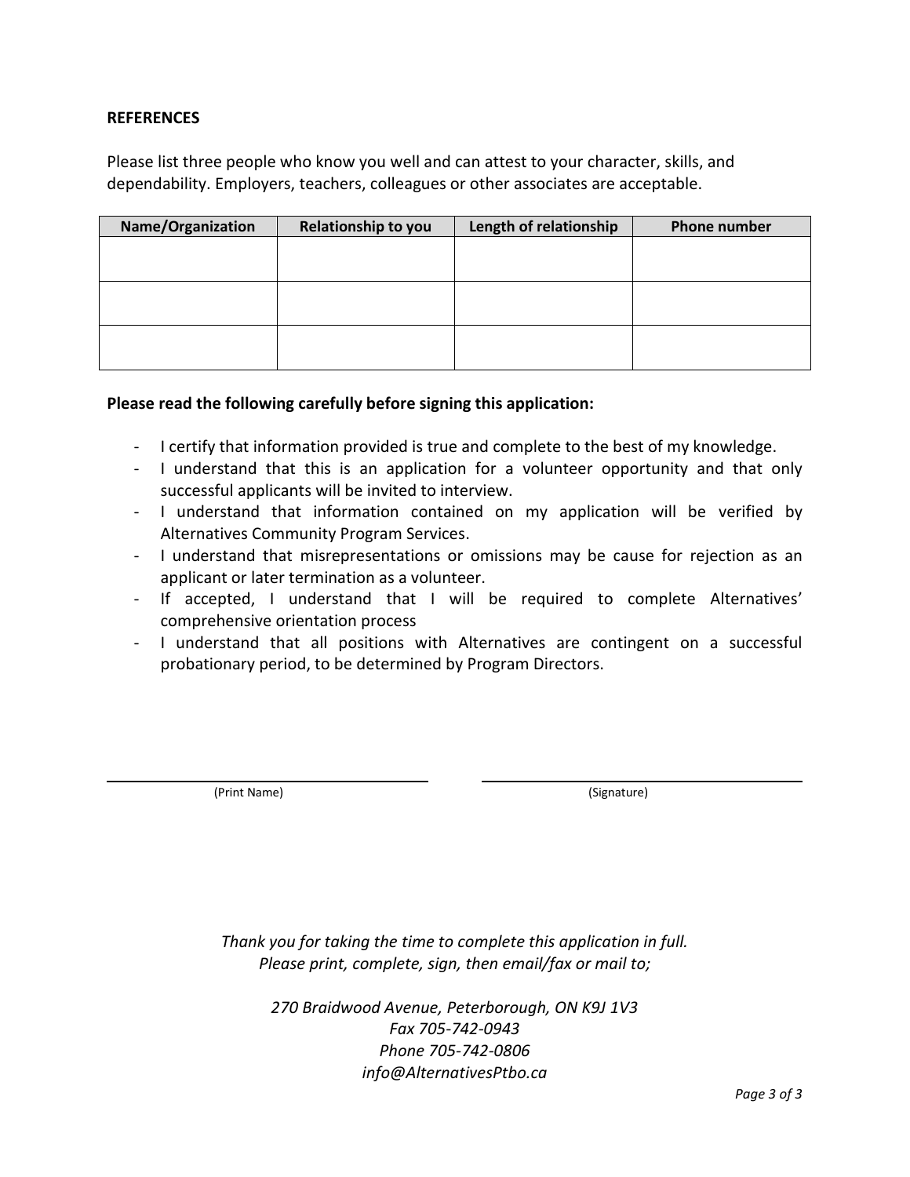**REFERENCES**

Please list three people who know you well and can attest to your character, skills, and dependability. Employers, teachers, colleagues or other associates are acceptable.

| Name/Organization | Relationship to you | Length of relationship | Phone number |
|---|---|---|---|
| | | | |
| | | | |
| | | | |

**Please read the following carefully before signing this application:**

- I certify that information provided is true and complete to the best of my knowledge.
- I understand that this is an application for a volunteer opportunity and that only successful applicants will be invited to interview.
- I understand that information contained on my application will be verified by Alternatives Community Program Services.
- I understand that misrepresentations or omissions may be cause for rejection as an applicant or later termination as a volunteer.
- If accepted, I understand that I will be required to complete Alternatives' comprehensive orientation process
- I understand that all positions with Alternatives are contingent on a successful probationary period, to be determined by Program Directors.

______________________________ (Print Name)

______________________________ (Signature)

*Thank you for taking the time to complete this application in full.*
*Please print, complete, sign, then email/fax or mail to;*

*270 Braidwood Avenue, Peterborough, ON K9J 1V3*
*Fax 705-742-0943*
*Phone 705-742-0806*
*info@AlternativesPtbo.ca*